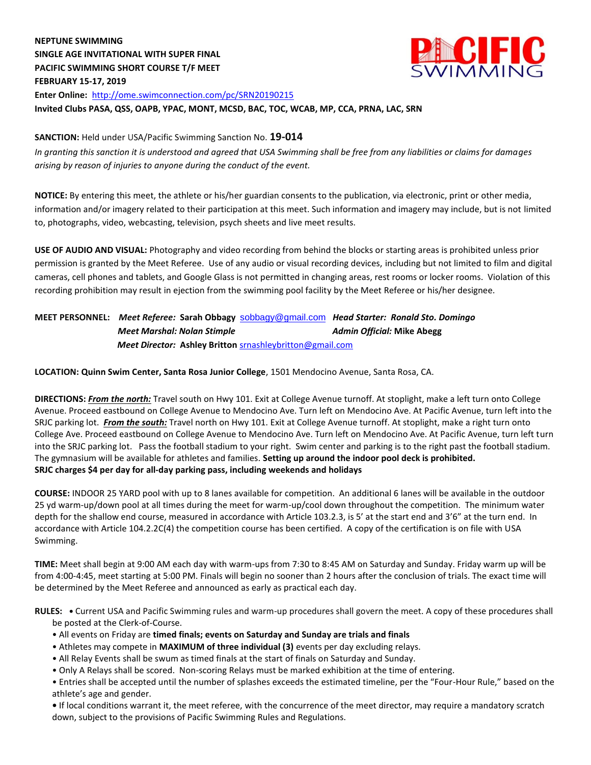**NEPTUNE SWIMMING**
**SINGLE AGE INVITATIONAL WITH SUPER FINAL**
**PACIFIC SWIMMING SHORT COURSE T/F MEET**
**FEBRUARY 15-17, 2019**
**Enter Online:** http://ome.swimconnection.com/pc/SRN20190215
**Invited Clubs PASA, QSS, OAPB, YPAC, MONT, MCSD, BAC, TOC, WCAB, MP, CCA, PRNA, LAC, SRN**

**SANCTION:** Held under USA/Pacific Swimming Sanction No. **19-014**

*In granting this sanction it is understood and agreed that USA Swimming shall be free from any liabilities or claims for damages arising by reason of injuries to anyone during the conduct of the event.*

**NOTICE:** By entering this meet, the athlete or his/her guardian consents to the publication, via electronic, print or other media, information and/or imagery related to their participation at this meet. Such information and imagery may include, but is not limited to, photographs, video, webcasting, television, psych sheets and live meet results.

**USE OF AUDIO AND VISUAL:** Photography and video recording from behind the blocks or starting areas is prohibited unless prior permission is granted by the Meet Referee. Use of any audio or visual recording devices, including but not limited to film and digital cameras, cell phones and tablets, and Google Glass is not permitted in changing areas, rest rooms or locker rooms. Violation of this recording prohibition may result in ejection from the swimming pool facility by the Meet Referee or his/her designee.

**MEET PERSONNEL:** ***Meet Referee:*** **Sarah Obbagy** sobbagy@gmail.com ***Head Starter: Ronald Sto. Domingo***
***Meet Marshal: Nolan Stimple*** ***Admin Official:*** **Mike Abegg**
***Meet Director:*** **Ashley Britton** srnashleybritton@gmail.com

**LOCATION: Quinn Swim Center, Santa Rosa Junior College**, 1501 Mendocino Avenue, Santa Rosa, CA.

**DIRECTIONS:** ***From the north:*** Travel south on Hwy 101. Exit at College Avenue turnoff. At stoplight, make a left turn onto College Avenue. Proceed eastbound on College Avenue to Mendocino Ave. Turn left on Mendocino Ave. At Pacific Avenue, turn left into the SRJC parking lot. ***From the south:*** Travel north on Hwy 101. Exit at College Avenue turnoff. At stoplight, make a right turn onto College Ave. Proceed eastbound on College Avenue to Mendocino Ave. Turn left on Mendocino Ave. At Pacific Avenue, turn left turn into the SRJC parking lot. Pass the football stadium to your right. Swim center and parking is to the right past the football stadium. The gymnasium will be available for athletes and families. **Setting up around the indoor pool deck is prohibited.**
**SRJC charges $4 per day for all-day parking pass, including weekends and holidays**

**COURSE:** INDOOR 25 YARD pool with up to 8 lanes available for competition. An additional 6 lanes will be available in the outdoor 25 yd warm-up/down pool at all times during the meet for warm-up/cool down throughout the competition. The minimum water depth for the shallow end course, measured in accordance with Article 103.2.3, is 5' at the start end and 3'6" at the turn end. In accordance with Article 104.2.2C(4) the competition course has been certified. A copy of the certification is on file with USA Swimming.

**TIME:** Meet shall begin at 9:00 AM each day with warm-ups from 7:30 to 8:45 AM on Saturday and Sunday. Friday warm up will be from 4:00-4:45, meet starting at 5:00 PM. Finals will begin no sooner than 2 hours after the conclusion of trials. The exact time will be determined by the Meet Referee and announced as early as practical each day.

**RULES:**
- Current USA and Pacific Swimming rules and warm-up procedures shall govern the meet. A copy of these procedures shall be posted at the Clerk-of-Course.
- All events on Friday are **timed finals; events on Saturday and Sunday are trials and finals**
- Athletes may compete in **MAXIMUM of three individual (3)** events per day excluding relays.
- All Relay Events shall be swum as timed finals at the start of finals on Saturday and Sunday.
- Only A Relays shall be scored. Non-scoring Relays must be marked exhibition at the time of entering.
- Entries shall be accepted until the number of splashes exceeds the estimated timeline, per the "Four-Hour Rule," based on the athlete's age and gender.
- If local conditions warrant it, the meet referee, with the concurrence of the meet director, may require a mandatory scratch down, subject to the provisions of Pacific Swimming Rules and Regulations.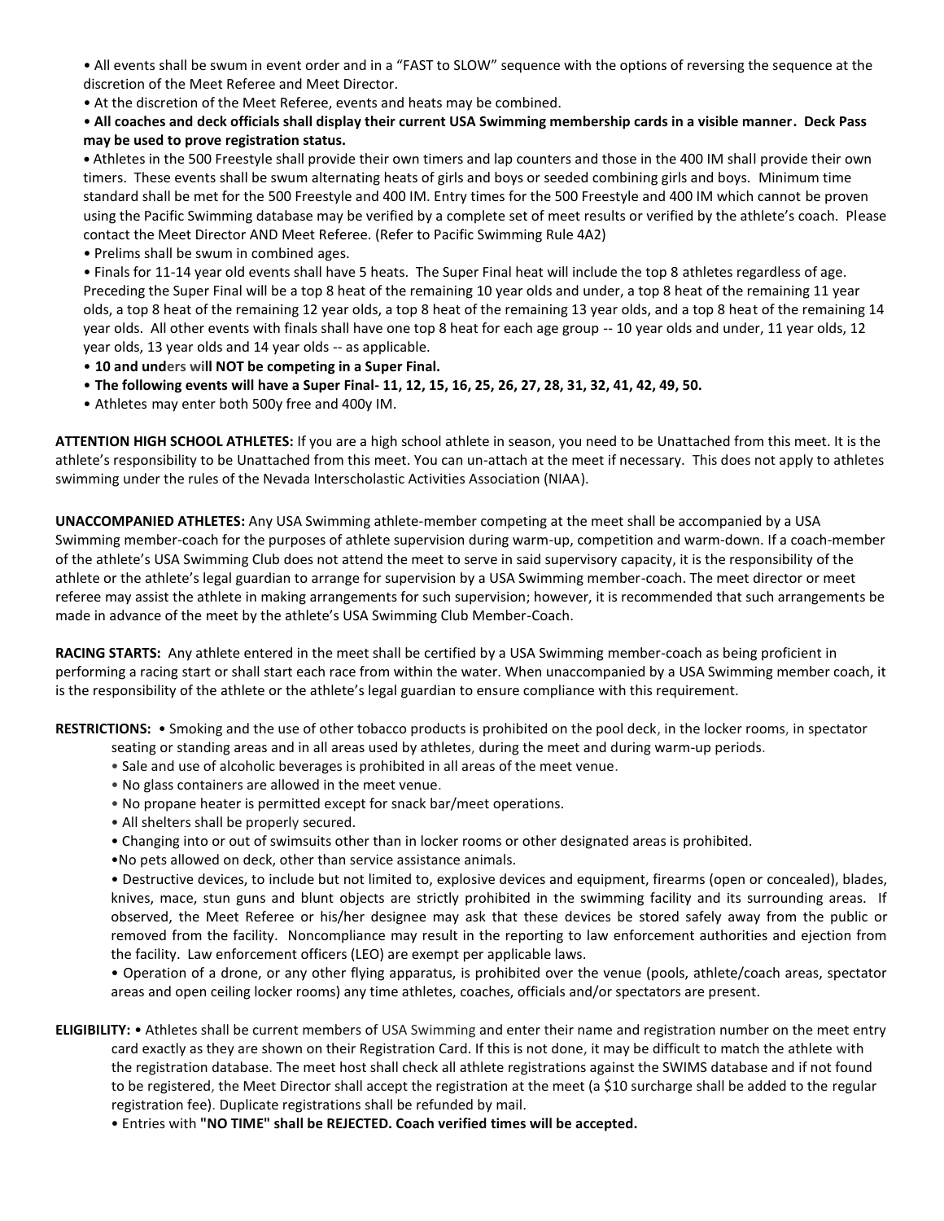- All events shall be swum in event order and in a "FAST to SLOW" sequence with the options of reversing the sequence at the discretion of the Meet Referee and Meet Director.
- At the discretion of the Meet Referee, events and heats may be combined.
- **All coaches and deck officials shall display their current USA Swimming membership cards in a visible manner. Deck Pass may be used to prove registration status.**
- Athletes in the 500 Freestyle shall provide their own timers and lap counters and those in the 400 IM shall provide their own timers. These events shall be swum alternating heats of girls and boys or seeded combining girls and boys. Minimum time standard shall be met for the 500 Freestyle and 400 IM. Entry times for the 500 Freestyle and 400 IM which cannot be proven using the Pacific Swimming database may be verified by a complete set of meet results or verified by the athlete's coach. Please contact the Meet Director AND Meet Referee. (Refer to Pacific Swimming Rule 4A2)
- Prelims shall be swum in combined ages.
- Finals for 11-14 year old events shall have 5 heats. The Super Final heat will include the top 8 athletes regardless of age. Preceding the Super Final will be a top 8 heat of the remaining 10 year olds and under, a top 8 heat of the remaining 11 year olds, a top 8 heat of the remaining 12 year olds, a top 8 heat of the remaining 13 year olds, and a top 8 heat of the remaining 14 year olds. All other events with finals shall have one top 8 heat for each age group -- 10 year olds and under, 11 year olds, 12 year olds, 13 year olds and 14 year olds -- as applicable.
- **10 and unders will NOT be competing in a Super Final.**
- **The following events will have a Super Final- 11, 12, 15, 16, 25, 26, 27, 28, 31, 32, 41, 42, 49, 50.**
- Athletes may enter both 500y free and 400y IM.

**ATTENTION HIGH SCHOOL ATHLETES:** If you are a high school athlete in season, you need to be Unattached from this meet. It is the athlete's responsibility to be Unattached from this meet. You can un-attach at the meet if necessary. This does not apply to athletes swimming under the rules of the Nevada Interscholastic Activities Association (NIAA).

**UNACCOMPANIED ATHLETES:** Any USA Swimming athlete-member competing at the meet shall be accompanied by a USA Swimming member-coach for the purposes of athlete supervision during warm-up, competition and warm-down. If a coach-member of the athlete's USA Swimming Club does not attend the meet to serve in said supervisory capacity, it is the responsibility of the athlete or the athlete's legal guardian to arrange for supervision by a USA Swimming member-coach. The meet director or meet referee may assist the athlete in making arrangements for such supervision; however, it is recommended that such arrangements be made in advance of the meet by the athlete's USA Swimming Club Member-Coach.

**RACING STARTS:** Any athlete entered in the meet shall be certified by a USA Swimming member-coach as being proficient in performing a racing start or shall start each race from within the water. When unaccompanied by a USA Swimming member coach, it is the responsibility of the athlete or the athlete's legal guardian to ensure compliance with this requirement.

**RESTRICTIONS:**
- Smoking and the use of other tobacco products is prohibited on the pool deck, in the locker rooms, in spectator seating or standing areas and in all areas used by athletes, during the meet and during warm-up periods.
- Sale and use of alcoholic beverages is prohibited in all areas of the meet venue.
- No glass containers are allowed in the meet venue.
- No propane heater is permitted except for snack bar/meet operations.
- All shelters shall be properly secured.
- Changing into or out of swimsuits other than in locker rooms or other designated areas is prohibited.
- No pets allowed on deck, other than service assistance animals.
- Destructive devices, to include but not limited to, explosive devices and equipment, firearms (open or concealed), blades, knives, mace, stun guns and blunt objects are strictly prohibited in the swimming facility and its surrounding areas. If observed, the Meet Referee or his/her designee may ask that these devices be stored safely away from the public or removed from the facility. Noncompliance may result in the reporting to law enforcement authorities and ejection from the facility. Law enforcement officers (LEO) are exempt per applicable laws.
- Operation of a drone, or any other flying apparatus, is prohibited over the venue (pools, athlete/coach areas, spectator areas and open ceiling locker rooms) any time athletes, coaches, officials and/or spectators are present.

**ELIGIBILITY:**
- Athletes shall be current members of USA Swimming and enter their name and registration number on the meet entry card exactly as they are shown on their Registration Card. If this is not done, it may be difficult to match the athlete with the registration database. The meet host shall check all athlete registrations against the SWIMS database and if not found to be registered, the Meet Director shall accept the registration at the meet (a $10 surcharge shall be added to the regular registration fee). Duplicate registrations shall be refunded by mail.
- Entries with **"NO TIME" shall be REJECTED. Coach verified times will be accepted.**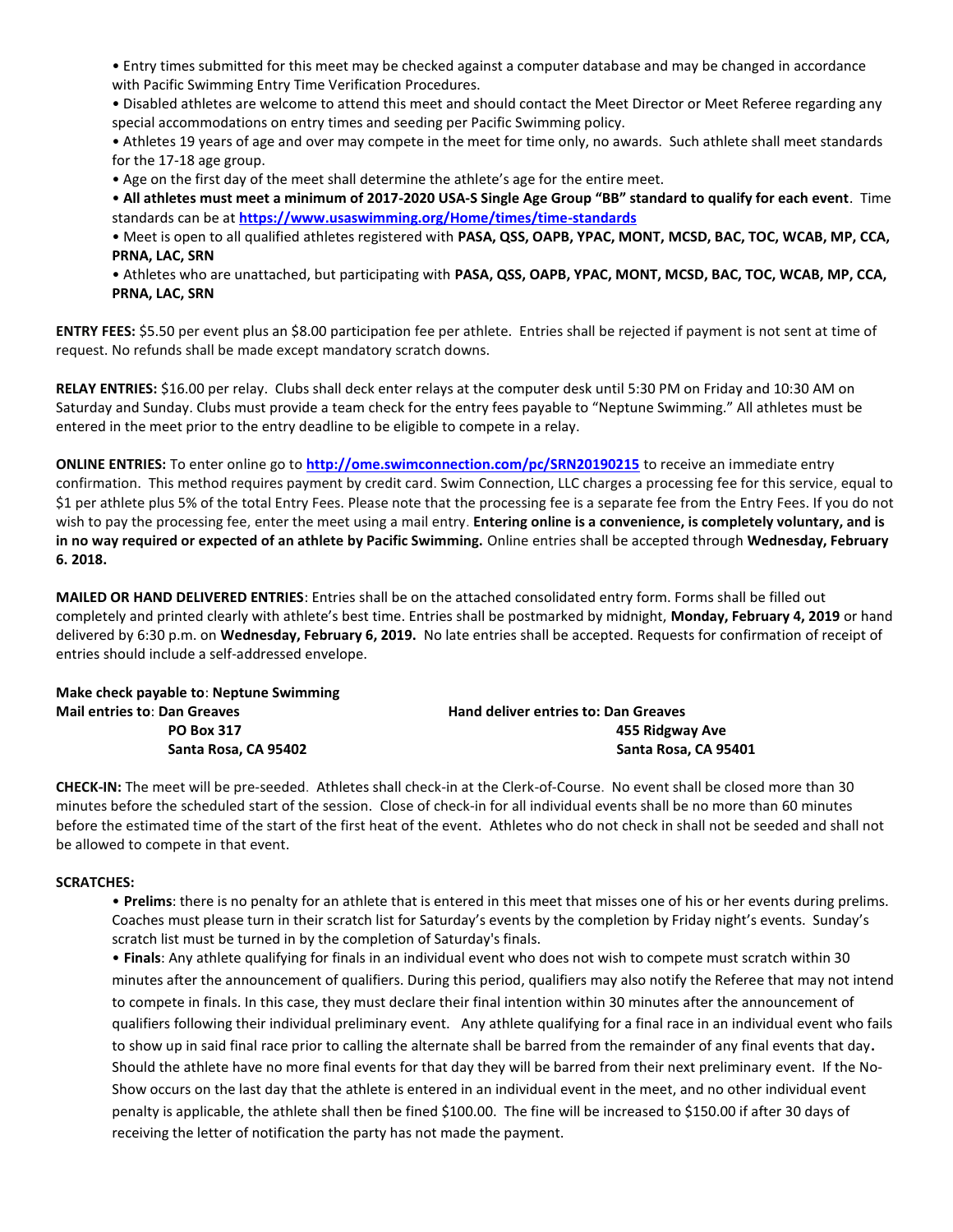- Entry times submitted for this meet may be checked against a computer database and may be changed in accordance with Pacific Swimming Entry Time Verification Procedures.
- Disabled athletes are welcome to attend this meet and should contact the Meet Director or Meet Referee regarding any special accommodations on entry times and seeding per Pacific Swimming policy.
- Athletes 19 years of age and over may compete in the meet for time only, no awards. Such athlete shall meet standards for the 17-18 age group.
- Age on the first day of the meet shall determine the athlete's age for the entire meet.
- **All athletes must meet a minimum of 2017-2020 USA-S Single Age Group "BB" standard to qualify for each event**. Time standards can be at **https://www.usaswimming.org/Home/times/time-standards**
- Meet is open to all qualified athletes registered with **PASA, QSS, OAPB, YPAC, MONT, MCSD, BAC, TOC, WCAB, MP, CCA, PRNA, LAC, SRN**
- Athletes who are unattached, but participating with **PASA, QSS, OAPB, YPAC, MONT, MCSD, BAC, TOC, WCAB, MP, CCA, PRNA, LAC, SRN**

**ENTRY FEES:** $5.50 per event plus an $8.00 participation fee per athlete. Entries shall be rejected if payment is not sent at time of request. No refunds shall be made except mandatory scratch downs.

**RELAY ENTRIES:** $16.00 per relay. Clubs shall deck enter relays at the computer desk until 5:30 PM on Friday and 10:30 AM on Saturday and Sunday. Clubs must provide a team check for the entry fees payable to "Neptune Swimming." All athletes must be entered in the meet prior to the entry deadline to be eligible to compete in a relay.

**ONLINE ENTRIES:** To enter online go to **http://ome.swimconnection.com/pc/SRN20190215** to receive an immediate entry confirmation. This method requires payment by credit card. Swim Connection, LLC charges a processing fee for this service, equal to $1 per athlete plus 5% of the total Entry Fees. Please note that the processing fee is a separate fee from the Entry Fees. If you do not wish to pay the processing fee, enter the meet using a mail entry. **Entering online is a convenience, is completely voluntary, and is in no way required or expected of an athlete by Pacific Swimming.** Online entries shall be accepted through **Wednesday, February 6. 2018.**

**MAILED OR HAND DELIVERED ENTRIES**: Entries shall be on the attached consolidated entry form. Forms shall be filled out completely and printed clearly with athlete's best time. Entries shall be postmarked by midnight, **Monday, February 4, 2019** or hand delivered by 6:30 p.m. on **Wednesday, February 6, 2019.** No late entries shall be accepted. Requests for confirmation of receipt of entries should include a self-addressed envelope.

**Make check payable to**: **Neptune Swimming**

**Mail entries to**: **Dan Greaves**
**PO Box 317**
**Santa Rosa, CA 95402**

**Hand deliver entries to: Dan Greaves**
**455 Ridgway Ave**
**Santa Rosa, CA 95401**

**CHECK-IN:** The meet will be pre-seeded. Athletes shall check-in at the Clerk-of-Course. No event shall be closed more than 30 minutes before the scheduled start of the session. Close of check-in for all individual events shall be no more than 60 minutes before the estimated time of the start of the first heat of the event. Athletes who do not check in shall not be seeded and shall not be allowed to compete in that event.

**SCRATCHES:**

- **Prelims**: there is no penalty for an athlete that is entered in this meet that misses one of his or her events during prelims. Coaches must please turn in their scratch list for Saturday's events by the completion by Friday night's events. Sunday's scratch list must be turned in by the completion of Saturday's finals.
- **Finals**: Any athlete qualifying for finals in an individual event who does not wish to compete must scratch within 30 minutes after the announcement of qualifiers. During this period, qualifiers may also notify the Referee that may not intend to compete in finals. In this case, they must declare their final intention within 30 minutes after the announcement of qualifiers following their individual preliminary event. Any athlete qualifying for a final race in an individual event who fails to show up in said final race prior to calling the alternate shall be barred from the remainder of any final events that day**.** Should the athlete have no more final events for that day they will be barred from their next preliminary event. If the No-Show occurs on the last day that the athlete is entered in an individual event in the meet, and no other individual event penalty is applicable, the athlete shall then be fined $100.00. The fine will be increased to $150.00 if after 30 days of receiving the letter of notification the party has not made the payment.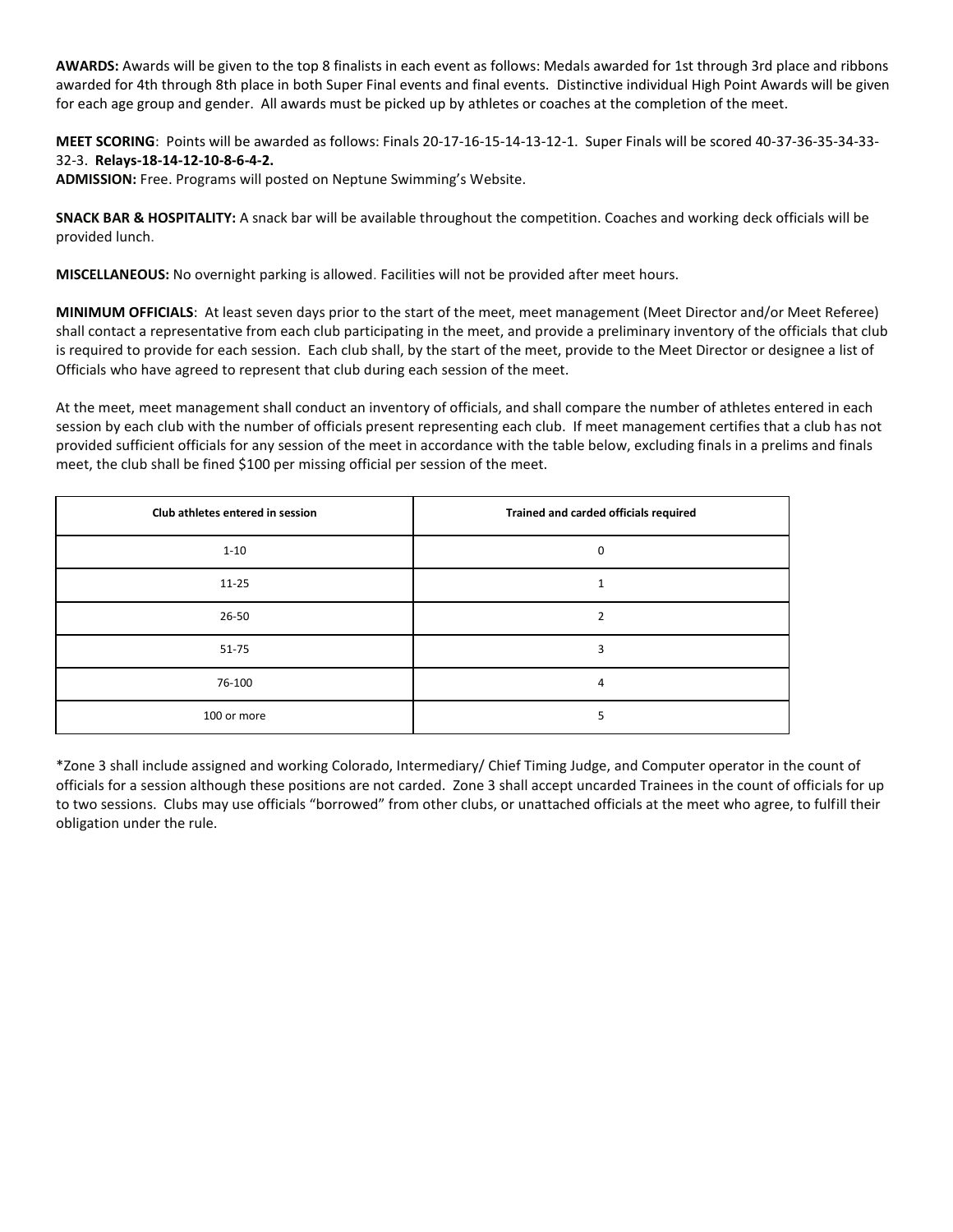**AWARDS:** Awards will be given to the top 8 finalists in each event as follows: Medals awarded for 1st through 3rd place and ribbons awarded for 4th through 8th place in both Super Final events and final events. Distinctive individual High Point Awards will be given for each age group and gender. All awards must be picked up by athletes or coaches at the completion of the meet.

**MEET SCORING**: Points will be awarded as follows: Finals 20-17-16-15-14-13-12-1. Super Finals will be scored 40-37-36-35-34-33-32-3. **Relays-18-14-12-10-8-6-4-2.**

**ADMISSION:** Free. Programs will posted on Neptune Swimming's Website.

**SNACK BAR & HOSPITALITY:** A snack bar will be available throughout the competition. Coaches and working deck officials will be provided lunch.

**MISCELLANEOUS:** No overnight parking is allowed. Facilities will not be provided after meet hours.

**MINIMUM OFFICIALS**: At least seven days prior to the start of the meet, meet management (Meet Director and/or Meet Referee) shall contact a representative from each club participating in the meet, and provide a preliminary inventory of the officials that club is required to provide for each session. Each club shall, by the start of the meet, provide to the Meet Director or designee a list of Officials who have agreed to represent that club during each session of the meet.

At the meet, meet management shall conduct an inventory of officials, and shall compare the number of athletes entered in each session by each club with the number of officials present representing each club. If meet management certifies that a club has not provided sufficient officials for any session of the meet in accordance with the table below, excluding finals in a prelims and finals meet, the club shall be fined $100 per missing official per session of the meet.

| Club athletes entered in session | Trained and carded officials required |
|---|---|
| 1-10 | 0 |
| 11-25 | 1 |
| 26-50 | 2 |
| 51-75 | 3 |
| 76-100 | 4 |
| 100 or more | 5 |

*Zone 3 shall include assigned and working Colorado, Intermediary/ Chief Timing Judge, and Computer operator in the count of officials for a session although these positions are not carded. Zone 3 shall accept uncarded Trainees in the count of officials for up to two sessions. Clubs may use officials "borrowed" from other clubs, or unattached officials at the meet who agree, to fulfill their obligation under the rule.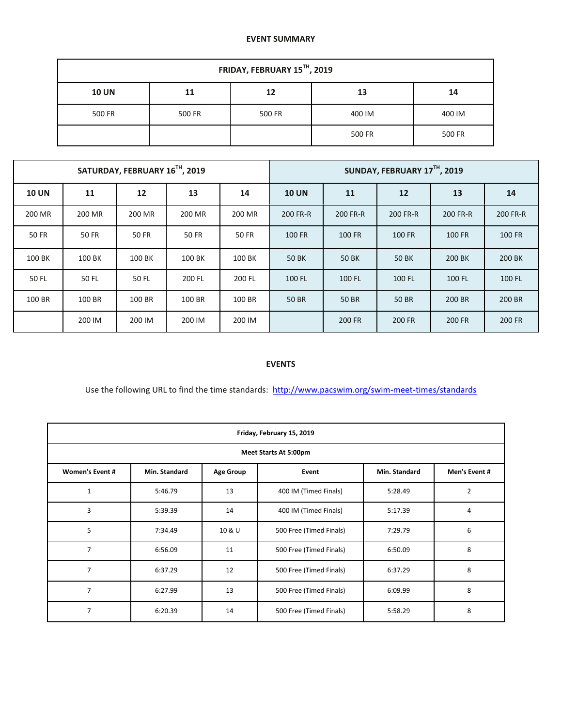## EVENT SUMMARY

| FRIDAY, FEBRUARY 15[TH], 2019 | | | | |
|---|---|---|---|---|
| **10 UN** | **11** | **12** | **13** | **14** |
| 500 FR | 500 FR | 500 FR | 400 IM | 400 IM |
| | | | 500 FR | 500 FR |

| SATURDAY, FEBRUARY 16[TH], 2019 | | | | | SUNDAY, FEBRUARY 17[TH], 2019 | | | | |
|---|---|---|---|---|---|---|---|---|---|
| **10 UN** | **11** | **12** | **13** | **14** | **10 UN** | **11** | **12** | **13** | **14** |
| 200 MR | 200 MR | 200 MR | 200 MR | 200 MR | 200 FR-R | 200 FR-R | 200 FR-R | 200 FR-R | 200 FR-R |
| 50 FR | 50 FR | 50 FR | 50 FR | 50 FR | 100 FR | 100 FR | 100 FR | 100 FR | 100 FR |
| 100 BK | 100 BK | 100 BK | 100 BK | 100 BK | 50 BK | 50 BK | 50 BK | 200 BK | 200 BK |
| 50 FL | 50 FL | 50 FL | 200 FL | 200 FL | 100 FL | 100 FL | 100 FL | 100 FL | 100 FL |
| 100 BR | 100 BR | 100 BR | 100 BR | 100 BR | 50 BR | 50 BR | 50 BR | 200 BR | 200 BR |
| | 200 IM | 200 IM | 200 IM | 200 IM | | 200 FR | 200 FR | 200 FR | 200 FR |

## EVENTS

Use the following URL to find the time standards: http://www.pacswim.org/swim-meet-times/standards

| Friday, February 15, 2019 | | | | | |
|---|---|---|---|---|---|
| **Meet Starts At 5:00pm** | | | | | |
| **Women's Event #** | **Min. Standard** | **Age Group** | **Event** | **Min. Standard** | **Men's Event #** |
| 1 | 5:46.79 | 13 | 400 IM (Timed Finals) | 5:28.49 | 2 |
| 3 | 5:39.39 | 14 | 400 IM (Timed Finals) | 5:17.39 | 4 |
| 5 | 7:34.49 | 10 & U | 500 Free (Timed Finals) | 7:29.79 | 6 |
| 7 | 6:56.09 | 11 | 500 Free (Timed Finals) | 6:50.09 | 8 |
| 7 | 6:37.29 | 12 | 500 Free (Timed Finals) | 6:37.29 | 8 |
| 7 | 6:27.99 | 13 | 500 Free (Timed Finals) | 6:09.99 | 8 |
| 7 | 6:20.39 | 14 | 500 Free (Timed Finals) | 5:58.29 | 8 |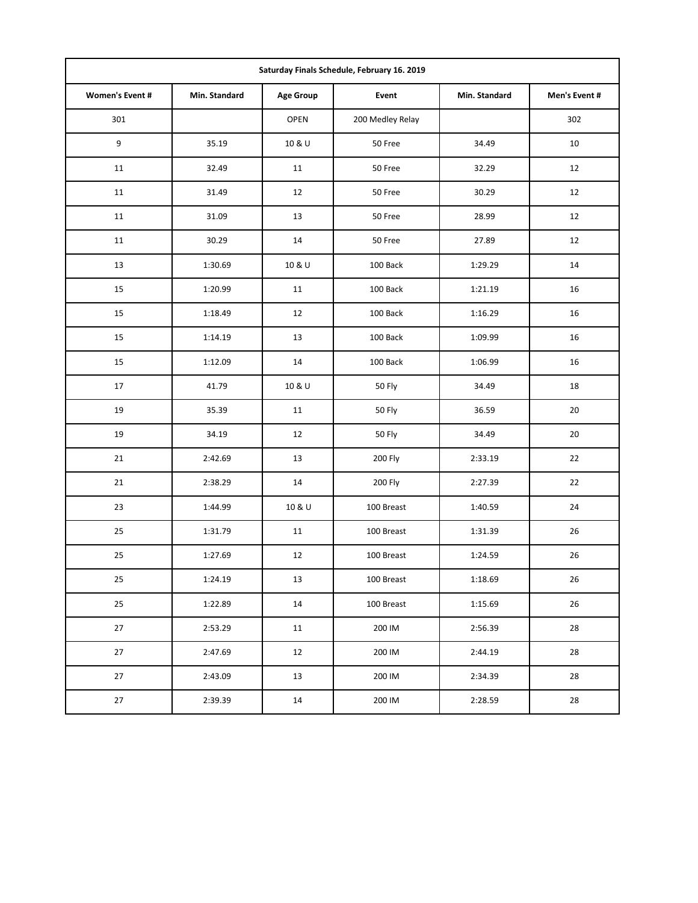| Saturday Finals Schedule, February 16. 2019 | | | | | |
|---|---|---|---|---|---|
| **Women's Event #** | **Min. Standard** | **Age Group** | **Event** | **Min. Standard** | **Men's Event #** |
| 301 | | OPEN | 200 Medley Relay | | 302 |
| 9 | 35.19 | 10 & U | 50 Free | 34.49 | 10 |
| 11 | 32.49 | 11 | 50 Free | 32.29 | 12 |
| 11 | 31.49 | 12 | 50 Free | 30.29 | 12 |
| 11 | 31.09 | 13 | 50 Free | 28.99 | 12 |
| 11 | 30.29 | 14 | 50 Free | 27.89 | 12 |
| 13 | 1:30.69 | 10 & U | 100 Back | 1:29.29 | 14 |
| 15 | 1:20.99 | 11 | 100 Back | 1:21.19 | 16 |
| 15 | 1:18.49 | 12 | 100 Back | 1:16.29 | 16 |
| 15 | 1:14.19 | 13 | 100 Back | 1:09.99 | 16 |
| 15 | 1:12.09 | 14 | 100 Back | 1:06.99 | 16 |
| 17 | 41.79 | 10 & U | 50 Fly | 34.49 | 18 |
| 19 | 35.39 | 11 | 50 Fly | 36.59 | 20 |
| 19 | 34.19 | 12 | 50 Fly | 34.49 | 20 |
| 21 | 2:42.69 | 13 | 200 Fly | 2:33.19 | 22 |
| 21 | 2:38.29 | 14 | 200 Fly | 2:27.39 | 22 |
| 23 | 1:44.99 | 10 & U | 100 Breast | 1:40.59 | 24 |
| 25 | 1:31.79 | 11 | 100 Breast | 1:31.39 | 26 |
| 25 | 1:27.69 | 12 | 100 Breast | 1:24.59 | 26 |
| 25 | 1:24.19 | 13 | 100 Breast | 1:18.69 | 26 |
| 25 | 1:22.89 | 14 | 100 Breast | 1:15.69 | 26 |
| 27 | 2:53.29 | 11 | 200 IM | 2:56.39 | 28 |
| 27 | 2:47.69 | 12 | 200 IM | 2:44.19 | 28 |
| 27 | 2:43.09 | 13 | 200 IM | 2:34.39 | 28 |
| 27 | 2:39.39 | 14 | 200 IM | 2:28.59 | 28 |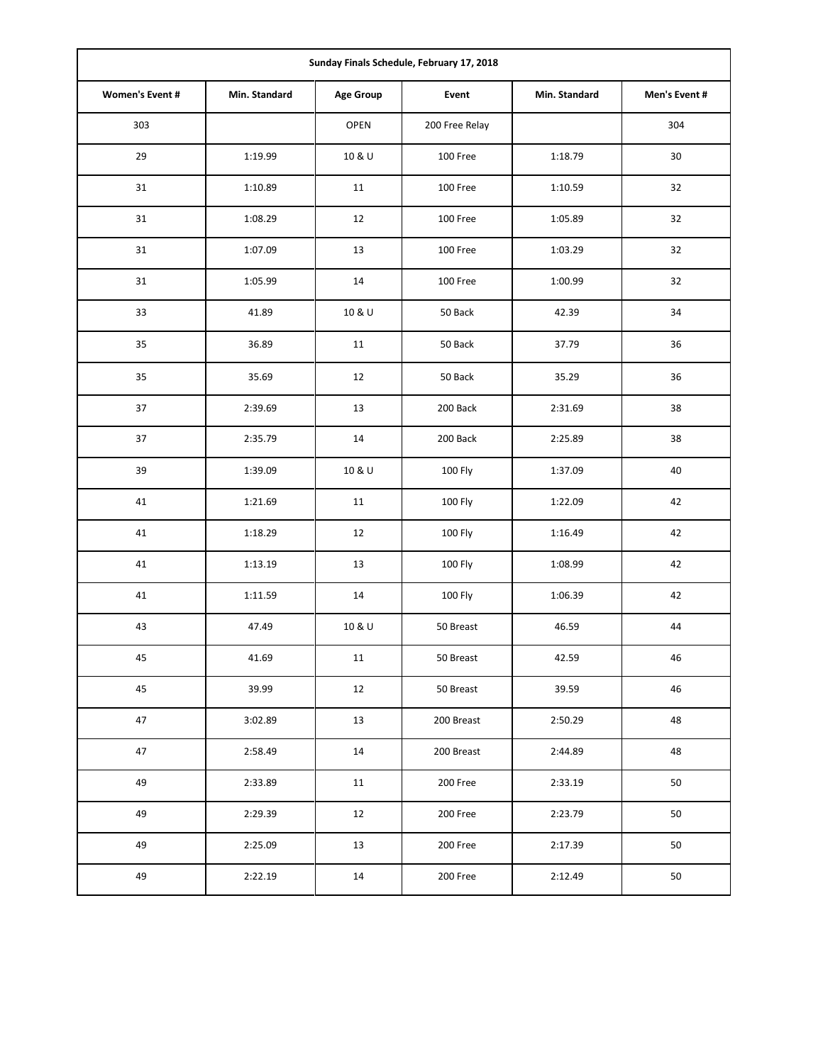| Sunday Finals Schedule, February 17, 2018 | | | | | |
|---|---|---|---|---|---|
| **Women's Event #** | **Min. Standard** | **Age Group** | **Event** | **Min. Standard** | **Men's Event #** |
| 303 | | OPEN | 200 Free Relay | | 304 |
| 29 | 1:19.99 | 10 & U | 100 Free | 1:18.79 | 30 |
| 31 | 1:10.89 | 11 | 100 Free | 1:10.59 | 32 |
| 31 | 1:08.29 | 12 | 100 Free | 1:05.89 | 32 |
| 31 | 1:07.09 | 13 | 100 Free | 1:03.29 | 32 |
| 31 | 1:05.99 | 14 | 100 Free | 1:00.99 | 32 |
| 33 | 41.89 | 10 & U | 50 Back | 42.39 | 34 |
| 35 | 36.89 | 11 | 50 Back | 37.79 | 36 |
| 35 | 35.69 | 12 | 50 Back | 35.29 | 36 |
| 37 | 2:39.69 | 13 | 200 Back | 2:31.69 | 38 |
| 37 | 2:35.79 | 14 | 200 Back | 2:25.89 | 38 |
| 39 | 1:39.09 | 10 & U | 100 Fly | 1:37.09 | 40 |
| 41 | 1:21.69 | 11 | 100 Fly | 1:22.09 | 42 |
| 41 | 1:18.29 | 12 | 100 Fly | 1:16.49 | 42 |
| 41 | 1:13.19 | 13 | 100 Fly | 1:08.99 | 42 |
| 41 | 1:11.59 | 14 | 100 Fly | 1:06.39 | 42 |
| 43 | 47.49 | 10 & U | 50 Breast | 46.59 | 44 |
| 45 | 41.69 | 11 | 50 Breast | 42.59 | 46 |
| 45 | 39.99 | 12 | 50 Breast | 39.59 | 46 |
| 47 | 3:02.89 | 13 | 200 Breast | 2:50.29 | 48 |
| 47 | 2:58.49 | 14 | 200 Breast | 2:44.89 | 48 |
| 49 | 2:33.89 | 11 | 200 Free | 2:33.19 | 50 |
| 49 | 2:29.39 | 12 | 200 Free | 2:23.79 | 50 |
| 49 | 2:25.09 | 13 | 200 Free | 2:17.39 | 50 |
| 49 | 2:22.19 | 14 | 200 Free | 2:12.49 | 50 |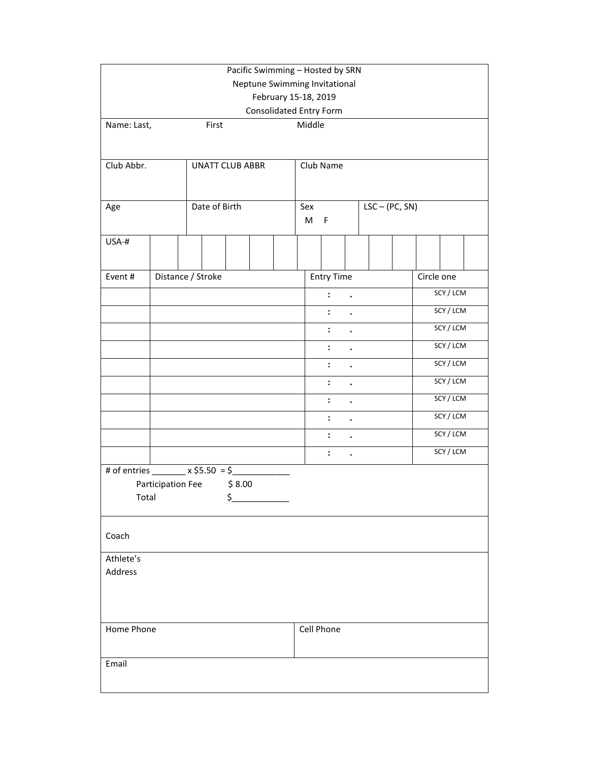Pacific Swimming – Hosted by SRN
Neptune Swimming Invitational
February 15-18, 2019
Consolidated Entry Form

| | | | |
|---|---|---|---|
| Name: Last, | First | Middle | |
| Club Abbr. | UNATT CLUB ABBR | Club Name | |
| Age | Date of Birth | Sex<br>M F | LSC – (PC, SN) |
| USA-# | | | |

| Event # | Distance / Stroke | Entry Time | Circle one |
|---|---|---|---|
| | | : . | SCY / LCM |
| | | : . | SCY / LCM |
| | | : . | SCY / LCM |
| | | : . | SCY / LCM |
| | | : . | SCY / LCM |
| | | : . | SCY / LCM |
| | | : . | SCY / LCM |
| | | : . | SCY / LCM |
| | | : . | SCY / LCM |
| | | : . | SCY / LCM |

\# of entries _______ x $5.50 = $____________
Participation Fee $ 8.00
Total $____________

Coach

Athlete's Address

| | |
|---|---|
| Home Phone | Cell Phone |

Email